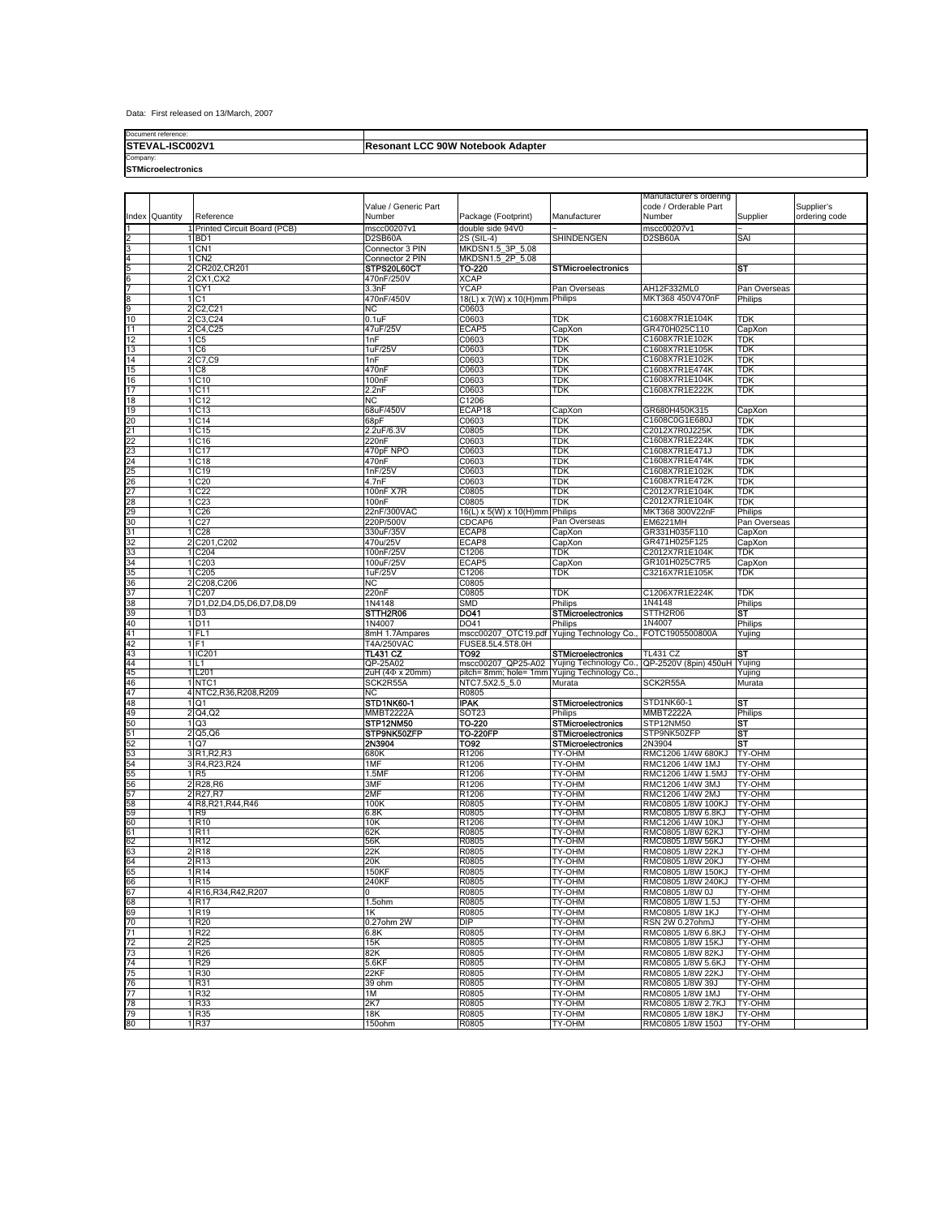Data: First released on 13/March, 2007

| Document reference: | |
| --- | --- |
| **STEVAL-ISC002V1** | **Resonant LCC 90W Notebook Adapter** |
| Company: | |
| **STMicroelectronics** | |

| Index | Quantity | Reference | Value / Generic Part Number | Package (Footprint) | Manufacturer | Manufacturer's ordering code / Orderable Part Number | Supplier | Supplier's ordering code |
| --- | --- | --- | --- | --- | --- | --- | --- | --- |
| 1 | 1 | Printed Circuit Board (PCB) | mscc00207v1 | double side 94V0 | – | mscc00207v1 | – | |
| 2 | 1 | BD1 | D2SB60A | 2S (SIL-4) | SHINDENGEN | D2SB60A | SAI | |
| 3 | 1 | CN1 | Connector 3 PIN | MKDSN1.5_3P_5.08 | | | | |
| 4 | 1 | CN2 | Connector 2 PIN | MKDSN1.5_2P_5.08 | | | | |
| 5 | 2 | CR202,CR201 | STPS20L60CT | TO-220 | STMicroelectronics | | ST | |
| 6 | 2 | CX1,CX2 | 470nF/250V | XCAP | | | | |
| 7 | 1 | CY1 | 3.3nF | YCAP | Pan Overseas | AH12F332ML0 | Pan Overseas | |
| 8 | 1 | C1 | 470nF/450V | 18(L) x 7(W) x 10(H)mm | Philips | MKT368 450V470nF | Philips | |
| 9 | 2 | C2,C21 | NC | C0603 | | | | |
| 10 | 2 | C3,C24 | 0.1uF | C0603 | TDK | C1608X7R1E104K | TDK | |
| 11 | 2 | C4,C25 | 47uF/25V | ECAP5 | CapXon | GR470H025C110 | CapXon | |
| 12 | 1 | C5 | 1nF | C0603 | TDK | C1608X7R1E102K | TDK | |
| 13 | 1 | C6 | 1uF/25V | C0603 | TDK | C1608X7R1E105K | TDK | |
| 14 | 2 | C7,C9 | 1nF | C0603 | TDK | C1608X7R1E102K | TDK | |
| 15 | 1 | C8 | 470nF | C0603 | TDK | C1608X7R1E474K | TDK | |
| 16 | 1 | C10 | 100nF | C0603 | TDK | C1608X7R1E104K | TDK | |
| 17 | 1 | C11 | 2.2nF | C0603 | TDK | C1608X7R1E222K | TDK | |
| 18 | 1 | C12 | NC | C1206 | | | | |
| 19 | 1 | C13 | 68uF/450V | ECAP18 | CapXon | GR680H450K315 | CapXon | |
| 20 | 1 | C14 | 68pF | C0603 | TDK | C1608C0G1E680J | TDK | |
| 21 | 1 | C15 | 2.2uF/6.3V | C0805 | TDK | C2012X7R0J225K | TDK | |
| 22 | 1 | C16 | 220nF | C0603 | TDK | C1608X7R1E224K | TDK | |
| 23 | 1 | C17 | 470pF NPO | C0603 | TDK | C1608X7R1E471J | TDK | |
| 24 | 1 | C18 | 470nF | C0603 | TDK | C1608X7R1E474K | TDK | |
| 25 | 1 | C19 | 1nF/25V | C0603 | TDK | C1608X7R1E102K | TDK | |
| 26 | 1 | C20 | 4.7nF | C0603 | TDK | C1608X7R1E472K | TDK | |
| 27 | 1 | C22 | 100nF X7R | C0805 | TDK | C2012X7R1E104K | TDK | |
| 28 | 1 | C23 | 100nF | C0805 | TDK | C2012X7R1E104K | TDK | |
| 29 | 1 | C26 | 22nF/300VAC | 16(L) x 5(W) x 10(H)mm | Philips | MKT368 300V22nF | Philips | |
| 30 | 1 | C27 | 220P/500V | CDCAP6 | Pan Overseas | EM6221MH | Pan Overseas | |
| 31 | 1 | C28 | 330uF/35V | ECAP8 | CapXon | GR331H035F110 | CapXon | |
| 32 | 2 | C201,C202 | 470u/25V | ECAP8 | CapXon | GR471H025F125 | CapXon | |
| 33 | 1 | C204 | 100nF/25V | C1206 | TDK | C2012X7R1E104K | TDK | |
| 34 | 1 | C203 | 100uF/25V | ECAP5 | CapXon | GR101H025C7R5 | CapXon | |
| 35 | 1 | C205 | 1uF/25V | C1206 | TDK | C3216X7R1E105K | TDK | |
| 36 | 2 | C208,C206 | NC | C0805 | | | | |
| 37 | 1 | C207 | 220nF | C0805 | TDK | C1206X7R1E224K | TDK | |
| 38 | 7 | D1,D2,D4,D5,D6,D7,D8,D9 | 1N4148 | SMD | Philips | 1N4148 | Philips | |
| 39 | 1 | D3 | STTH2R06 | DO41 | STMicroelectronics | STTH2R06 | ST | |
| 40 | 1 | D11 | 1N4007 | DO41 | Philips | 1N4007 | Philips | |
| 41 | 1 | FL1 | 8mH 1.7Amperes | mscc00207_OTC19.pdf | Yujing Technology Co., | FOTC1905500800A | Yujing | |
| 42 | 1 | F1 | T4A/250VAC | FUSE8.5L4.5T8.0H | | | | |
| 43 | 1 | IC201 | TL431 CZ | TO92 | STMicroelectronics | TL431 CZ | ST | |
| 44 | 1 | L1 | QP-25A02 | mscc00207_QP25-A02 | Yujing Technology Co., | QP-2520V (8pin) 450uH | Yujing | |
| 45 | 1 | L201 | 2uH (4Φ x 20mm) | pitch= 8mm; hole= 1mm | Yujing Technology Co., | | Yujing | |
| 46 | 1 | NTC1 | SCK2R55A | NTC7.5X2.5_5.0 | Murata | SCK2R55A | Murata | |
| 47 | 4 | NTC2,R36,R208,R209 | NC | R0805 | | | | |
| 48 | 1 | Q1 | STD1NK60-1 | IPAK | STMicroelectronics | STD1NK60-1 | ST | |
| 49 | 2 | Q4,Q2 | MMBT2222A | SOT23 | Philips | MMBT2222A | Philips | |
| 50 | 1 | Q3 | STP12NM50 | TO-220 | STMicroelectronics | STP12NM50 | ST | |
| 51 | 2 | Q5,Q6 | STP9NK50ZFP | TO-220FP | STMicroelectronics | STP9NK50ZFP | ST | |
| 52 | 1 | Q7 | 2N3904 | TO92 | STMicroelectronics | 2N3904 | ST | |
| 53 | 3 | R1,R2,R3 | 680K | R1206 | TY-OHM | RMC1206 1/4W 680KJ | TY-OHM | |
| 54 | 3 | R4,R23,R24 | 1MF | R1206 | TY-OHM | RMC1206 1/4W 1MJ | TY-OHM | |
| 55 | 1 | R5 | 1.5MF | R1206 | TY-OHM | RMC1206 1/4W 1.5MJ | TY-OHM | |
| 56 | 2 | R28,R6 | 3MF | R1206 | TY-OHM | RMC1206 1/4W 3MJ | TY-OHM | |
| 57 | 2 | R27,R7 | 2MF | R1206 | TY-OHM | RMC1206 1/4W 2MJ | TY-OHM | |
| 58 | 4 | R8,R21,R44,R46 | 100K | R0805 | TY-OHM | RMC0805 1/8W 100KJ | TY-OHM | |
| 59 | 1 | R9 | 6.8K | R0805 | TY-OHM | RMC0805 1/8W 6.8KJ | TY-OHM | |
| 60 | 1 | R10 | 10K | R1206 | TY-OHM | RMC1206 1/4W 10KJ | TY-OHM | |
| 61 | 1 | R11 | 62K | R0805 | TY-OHM | RMC0805 1/8W 62KJ | TY-OHM | |
| 62 | 1 | R12 | 56K | R0805 | TY-OHM | RMC0805 1/8W 56KJ | TY-OHM | |
| 63 | 2 | R18 | 22K | R0805 | TY-OHM | RMC0805 1/8W 22KJ | TY-OHM | |
| 64 | 2 | R13 | 20K | R0805 | TY-OHM | RMC0805 1/8W 20KJ | TY-OHM | |
| 65 | 1 | R14 | 150KF | R0805 | TY-OHM | RMC0805 1/8W 150KJ | TY-OHM | |
| 66 | 1 | R15 | 240KF | R0805 | TY-OHM | RMC0805 1/8W 240KJ | TY-OHM | |
| 67 | 4 | R16,R34,R42,R207 | 0 | R0805 | TY-OHM | RMC0805 1/8W 0J | TY-OHM | |
| 68 | 1 | R17 | 1.5ohm | R0805 | TY-OHM | RMC0805 1/8W 1.5J | TY-OHM | |
| 69 | 1 | R19 | 1K | R0805 | TY-OHM | RMC0805 1/8W 1KJ | TY-OHM | |
| 70 | 1 | R20 | 0.27ohm 2W | DIP | TY-OHM | RSN 2W 0.27ohmJ | TY-OHM | |
| 71 | 1 | R22 | 6.8K | R0805 | TY-OHM | RMC0805 1/8W 6.8KJ | TY-OHM | |
| 72 | 2 | R25 | 15K | R0805 | TY-OHM | RMC0805 1/8W 15KJ | TY-OHM | |
| 73 | 1 | R26 | 82K | R0805 | TY-OHM | RMC0805 1/8W 82KJ | TY-OHM | |
| 74 | 1 | R29 | 5.6KF | R0805 | TY-OHM | RMC0805 1/8W 5.6KJ | TY-OHM | |
| 75 | 1 | R30 | 22KF | R0805 | TY-OHM | RMC0805 1/8W 22KJ | TY-OHM | |
| 76 | 1 | R31 | 39 ohm | R0805 | TY-OHM | RMC0805 1/8W 39J | TY-OHM | |
| 77 | 1 | R32 | 1M | R0805 | TY-OHM | RMC0805 1/8W 1MJ | TY-OHM | |
| 78 | 1 | R33 | 2K7 | R0805 | TY-OHM | RMC0805 1/8W 2.7KJ | TY-OHM | |
| 79 | 1 | R35 | 18K | R0805 | TY-OHM | RMC0805 1/8W 18KJ | TY-OHM | |
| 80 | 1 | R37 | 150ohm | R0805 | TY-OHM | RMC0805 1/8W 150J | TY-OHM | |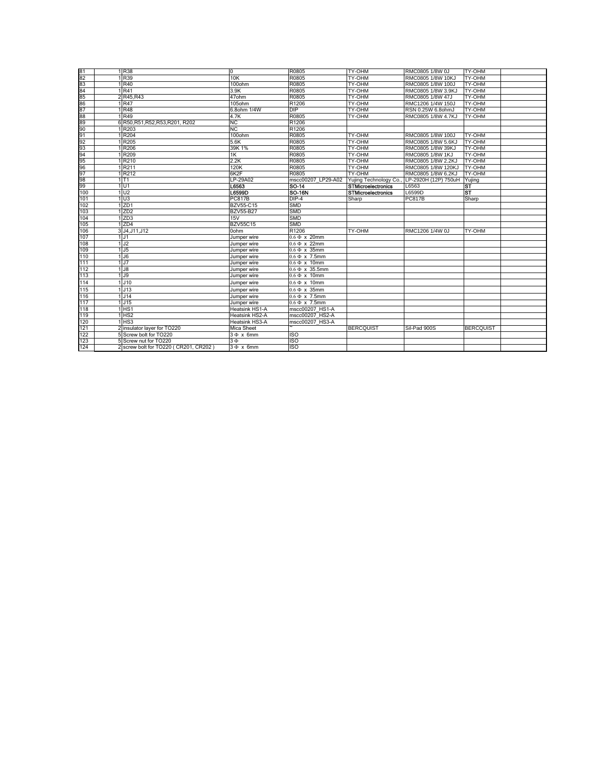| | | | | | | | | |
|---|---|---|---|---|---|---|---|---|
| 81 | 1 | R38 | 0 | R0805 | TY-OHM | RMC0805 1/8W 0J | TY-OHM | |
| 82 | 1 | R39 | 10K | R0805 | TY-OHM | RMC0805 1/8W 10KJ | TY-OHM | |
| 83 | 1 | R40 | 100ohm | R0805 | TY-OHM | RMC0805 1/8W 100J | TY-OHM | |
| 84 | 1 | R41 | 3.9K | R0805 | TY-OHM | RMC0805 1/8W 3.9KJ | TY-OHM | |
| 85 | 2 | R45,R43 | 47ohm | R0805 | TY-OHM | RMC0805 1/8W 47J | TY-OHM | |
| 86 | 1 | R47 | 105ohm | R1206 | TY-OHM | RMC1206 1/4W 150J | TY-OHM | |
| 87 | 1 | R48 | 6.8ohm 1/4W | DIP | TY-OHM | RSN 0.25W 6.8ohmJ | TY-OHM | |
| 88 | 1 | R49 | 4.7K | R0805 | TY-OHM | RMC0805 1/8W 4.7KJ | TY-OHM | |
| 89 | 6 | R50,R51,R52,R53,R201, R202 | NC | R1206 | | | | |
| 90 | 1 | R203 | NC | R1206 | | | | |
| 91 | 1 | R204 | 100ohm | R0805 | TY-OHM | RMC0805 1/8W 100J | TY-OHM | |
| 92 | 1 | R205 | 5.6K | R0805 | TY-OHM | RMC0805 1/8W 5.6KJ | TY-OHM | |
| 93 | 1 | R206 | 39K 1% | R0805 | TY-OHM | RMC0805 1/8W 39KJ | TY-OHM | |
| 94 | 1 | R209 | 1K | R0805 | TY-OHM | RMC0805 1/8W 1KJ | TY-OHM | |
| 95 | 1 | R210 | 2.2K | R0805 | TY-OHM | RMC0805 1/8W 2.2KJ | TY-OHM | |
| 96 | 1 | R211 | 120K | R0805 | TY-OHM | RMC0805 1/8W 120KJ | TY-OHM | |
| 97 | 1 | R212 | 6K2F | R0805 | TY-OHM | RMC0805 1/8W 6.2KJ | TY-OHM | |
| 98 | 1 | T1 | LP-29A02 | mscc00207_LP29-A02 | Yujing Technology Co., | LP-2920H (12P) 750uH | Yujing | |
| 99 | 1 | U1 | L6563 | SO-14 | STMicroelectronics | L6563 | ST | |
| 100 | 1 | U2 | L6599D | SO-16N | STMicroelectronics | L6599D | ST | |
| 101 | 1 | U3 | PC817B | DIP-4 | Sharp | PC817B | Sharp | |
| 102 | 1 | ZD1 | BZV55-C15 | SMD | | | | |
| 103 | 1 | ZD2 | BZV55-B27 | SMD | | | | |
| 104 | 1 | ZD3 | 15V | SMD | | | | |
| 105 | 1 | ZD4 | BZV55C15 | SMD | | | | |
| 106 | 3 | J4,J11,J12 | 0ohm | R1206 | TY-OHM | RMC1206 1/4W 0J | TY-OHM | |
| 107 | 1 | J1 | Jumper wire | 0.6 Φ x 20mm | | | | |
| 108 | 1 | J2 | Jumper wire | 0.6 Φ x 22mm | | | | |
| 109 | 1 | J5 | Jumper wire | 0.6 Φ x 35mm | | | | |
| 110 | 1 | J6 | Jumper wire | 0.6 Φ x 7.5mm | | | | |
| 111 | 1 | J7 | Jumper wire | 0.6 Φ x 10mm | | | | |
| 112 | 1 | J8 | Jumper wire | 0.6 Φ x 35.5mm | | | | |
| 113 | 1 | J9 | Jumper wire | 0.6 Φ x 10mm | | | | |
| 114 | 1 | J10 | Jumper wire | 0.6 Φ x 10mm | | | | |
| 115 | 1 | J13 | Jumper wire | 0.6 Φ x 35mm | | | | |
| 116 | 1 | J14 | Jumper wire | 0.6 Φ x 7.5mm | | | | |
| 117 | 1 | J15 | Jumper wire | 0.6 Φ x 7.5mm | | | | |
| 118 | 1 | HS1 | Heatsink HS1-A | mscc00207_HS1-A | | | | |
| 119 | 1 | HS2 | Heatsink HS2-A | mscc00207_HS2-A | | | | |
| 120 | 1 | HS3 | Heatsink HS3-A | mscc00207_HS3-A | | | | |
| 121 | 2 | insulator layer for TO220 | Mica Sheet | ~ | BERCQUIST | Sil-Pad 900S | BERCQUIST | |
| 122 | 5 | Screw bolt for TO220 | 3 Φ x 6mm | ISO | | | | |
| 123 | 5 | Screw nut for TO220 | 3 Φ | ISO | | | | |
| 124 | 2 | screw bolt for TO220 ( CR201, CR202 ) | 3 Φ x 6mm | ISO | | | | |